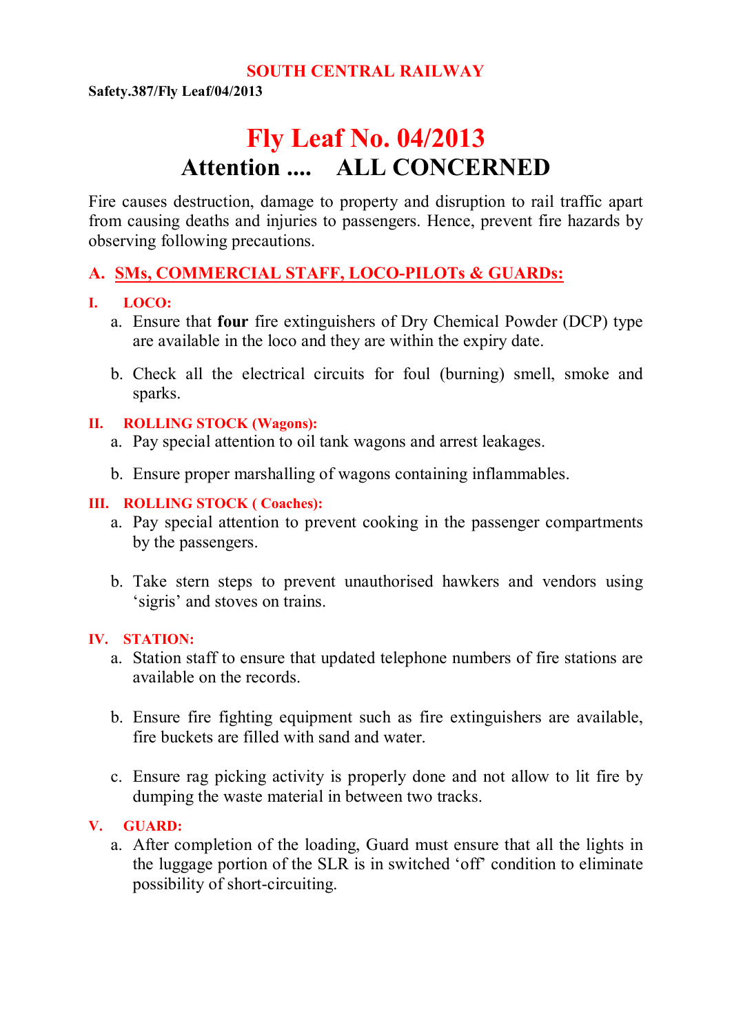**SOUTH CENTRAL RAILWAY**

**Safety.387/Fly Leaf/04/2013**

# Fly Leaf No. 04/2013

## Attention .... ALL CONCERNED

Fire causes destruction, damage to property and disruption to rail traffic apart from causing deaths and injuries to passengers. Hence, prevent fire hazards by observing following precautions.

## A. SMs, COMMERCIAL STAFF, LOCO-PILOTs & GUARDs:

### I. LOCO:

a. Ensure that **four** fire extinguishers of Dry Chemical Powder (DCP) type are available in the loco and they are within the expiry date.

b. Check all the electrical circuits for foul (burning) smell, smoke and sparks.

### II. ROLLING STOCK (Wagons):

a. Pay special attention to oil tank wagons and arrest leakages.

b. Ensure proper marshalling of wagons containing inflammables.

### III. ROLLING STOCK ( Coaches):

a. Pay special attention to prevent cooking in the passenger compartments by the passengers.

b. Take stern steps to prevent unauthorised hawkers and vendors using 'sigris' and stoves on trains.

### IV. STATION:

a. Station staff to ensure that updated telephone numbers of fire stations are available on the records.

b. Ensure fire fighting equipment such as fire extinguishers are available, fire buckets are filled with sand and water.

c. Ensure rag picking activity is properly done and not allow to lit fire by dumping the waste material in between two tracks.

### V. GUARD:

a. After completion of the loading, Guard must ensure that all the lights in the luggage portion of the SLR is in switched 'off' condition to eliminate possibility of short-circuiting.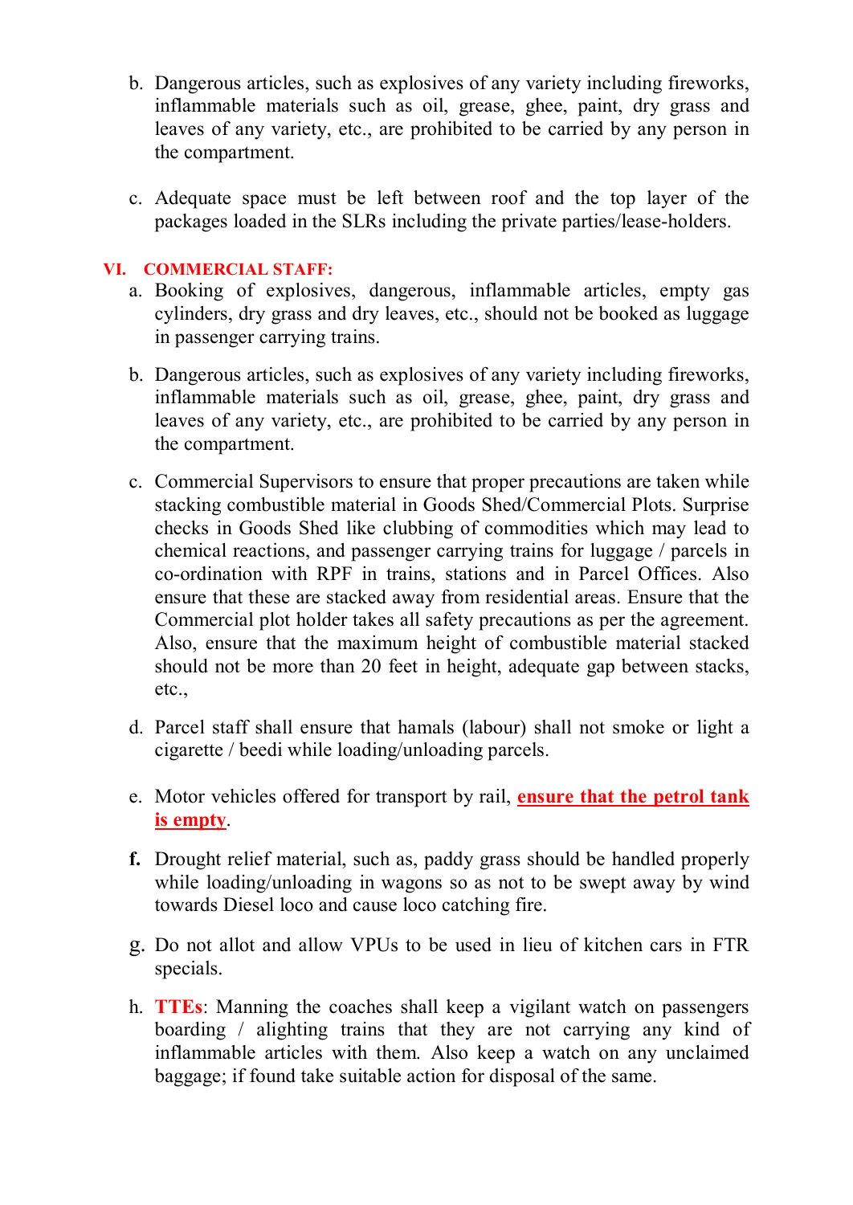b. Dangerous articles, such as explosives of any variety including fireworks, inflammable materials such as oil, grease, ghee, paint, dry grass and leaves of any variety, etc., are prohibited to be carried by any person in the compartment.

c. Adequate space must be left between roof and the top layer of the packages loaded in the SLRs including the private parties/lease-holders.

### VI. COMMERCIAL STAFF:

a. Booking of explosives, dangerous, inflammable articles, empty gas cylinders, dry grass and dry leaves, etc., should not be booked as luggage in passenger carrying trains.

b. Dangerous articles, such as explosives of any variety including fireworks, inflammable materials such as oil, grease, ghee, paint, dry grass and leaves of any variety, etc., are prohibited to be carried by any person in the compartment.

c. Commercial Supervisors to ensure that proper precautions are taken while stacking combustible material in Goods Shed/Commercial Plots. Surprise checks in Goods Shed like clubbing of commodities which may lead to chemical reactions, and passenger carrying trains for luggage / parcels in co-ordination with RPF in trains, stations and in Parcel Offices. Also ensure that these are stacked away from residential areas. Ensure that the Commercial plot holder takes all safety precautions as per the agreement. Also, ensure that the maximum height of combustible material stacked should not be more than 20 feet in height, adequate gap between stacks, etc.,

d. Parcel staff shall ensure that hamals (labour) shall not smoke or light a cigarette / beedi while loading/unloading parcels.

e. Motor vehicles offered for transport by rail, **ensure that the petrol tank is empty**.

**f.** Drought relief material, such as, paddy grass should be handled properly while loading/unloading in wagons so as not to be swept away by wind towards Diesel loco and cause loco catching fire.

g. Do not allot and allow VPUs to be used in lieu of kitchen cars in FTR specials.

h. **TTEs**: Manning the coaches shall keep a vigilant watch on passengers boarding / alighting trains that they are not carrying any kind of inflammable articles with them. Also keep a watch on any unclaimed baggage; if found take suitable action for disposal of the same.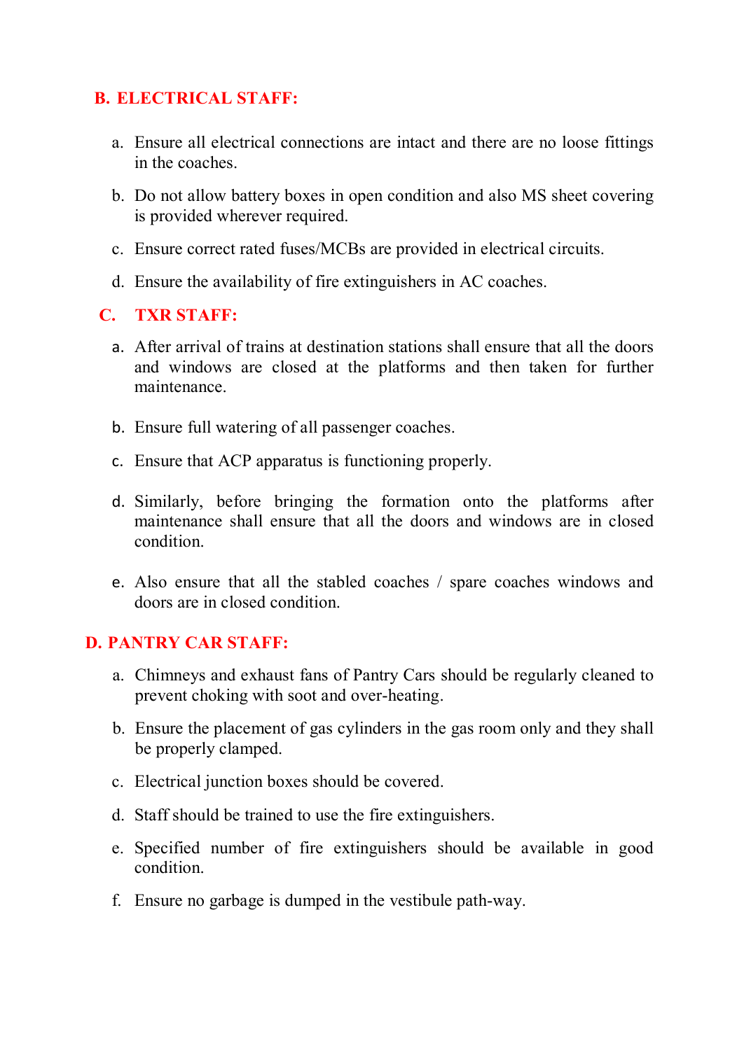## B. ELECTRICAL STAFF:

a. Ensure all electrical connections are intact and there are no loose fittings in the coaches.

b. Do not allow battery boxes in open condition and also MS sheet covering is provided wherever required.

c. Ensure correct rated fuses/MCBs are provided in electrical circuits.

d. Ensure the availability of fire extinguishers in AC coaches.

## C. TXR STAFF:

a. After arrival of trains at destination stations shall ensure that all the doors and windows are closed at the platforms and then taken for further maintenance.

b. Ensure full watering of all passenger coaches.

c. Ensure that ACP apparatus is functioning properly.

d. Similarly, before bringing the formation onto the platforms after maintenance shall ensure that all the doors and windows are in closed condition.

e. Also ensure that all the stabled coaches / spare coaches windows and doors are in closed condition.

## D. PANTRY CAR STAFF:

a. Chimneys and exhaust fans of Pantry Cars should be regularly cleaned to prevent choking with soot and over-heating.

b. Ensure the placement of gas cylinders in the gas room only and they shall be properly clamped.

c. Electrical junction boxes should be covered.

d. Staff should be trained to use the fire extinguishers.

e. Specified number of fire extinguishers should be available in good condition.

f. Ensure no garbage is dumped in the vestibule path-way.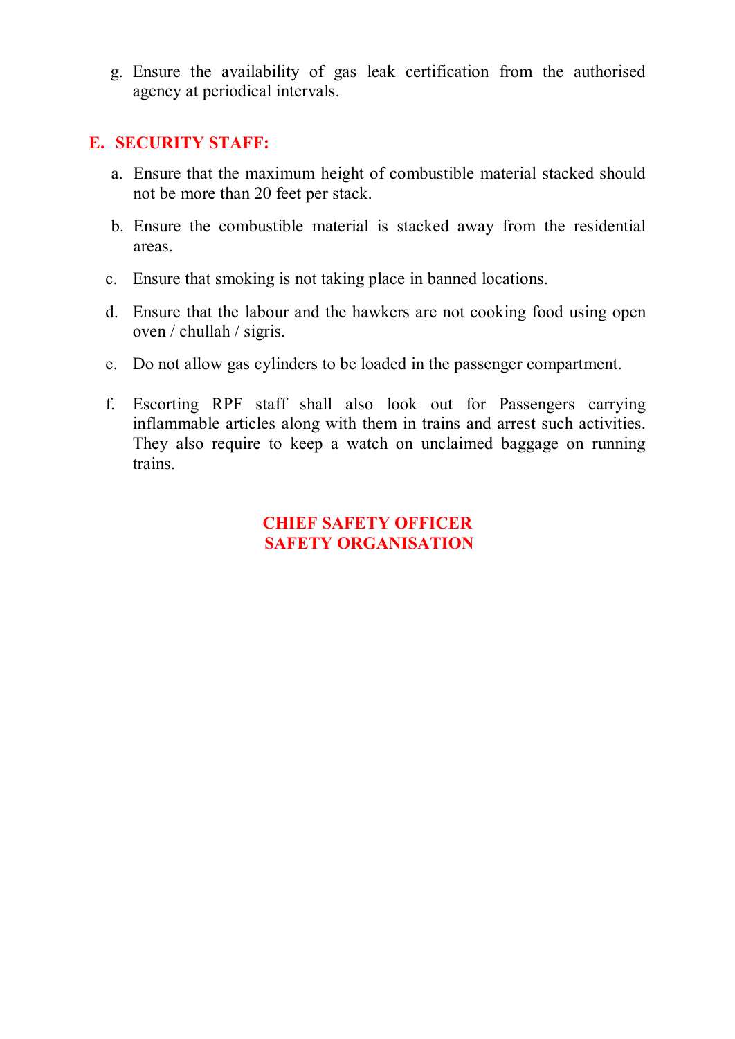g. Ensure the availability of gas leak certification from the authorised agency at periodical intervals.

## E. SECURITY STAFF:

a. Ensure that the maximum height of combustible material stacked should not be more than 20 feet per stack.

b. Ensure the combustible material is stacked away from the residential areas.

c. Ensure that smoking is not taking place in banned locations.

d. Ensure that the labour and the hawkers are not cooking food using open oven / chullah / sigris.

e. Do not allow gas cylinders to be loaded in the passenger compartment.

f. Escorting RPF staff shall also look out for Passengers carrying inflammable articles along with them in trains and arrest such activities. They also require to keep a watch on unclaimed baggage on running trains.

**CHIEF SAFETY OFFICER**
**SAFETY ORGANISATION**